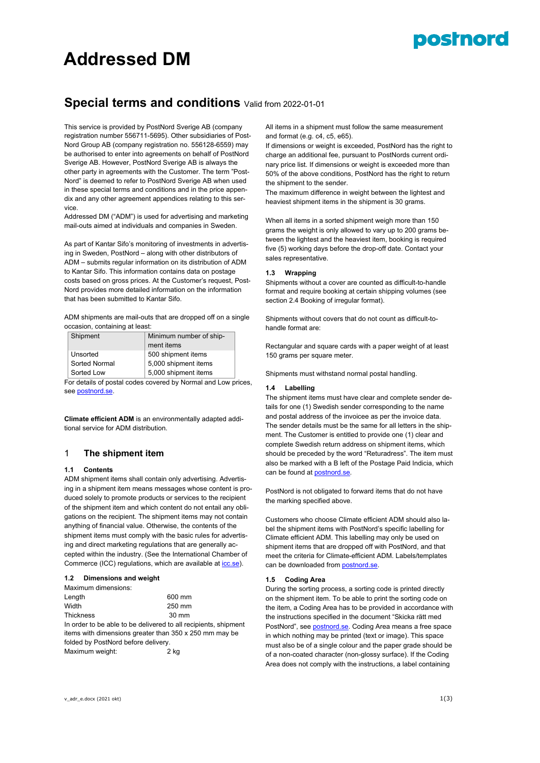# Addressed DM

## Special terms and conditions Valid from 2022-01-01

This service is provided by PostNord Sverige AB (company registration number 556711-5695). Other subsidiaries of PostNord Group AB (company registration no. 556128-6559) may be authorised to enter into agreements on behalf of PostNord Sverige AB. However, PostNord Sverige AB is always the other party in agreements with the Customer. The term "PostNord" is deemed to refer to PostNord Sverige AB when used in these special terms and conditions and in the price appendix and any other agreement appendices relating to this service.

Addressed DM ("ADM") is used for advertising and marketing mail-outs aimed at individuals and companies in Sweden.

As part of Kantar Sifo's monitoring of investments in advertising in Sweden, PostNord – along with other distributors of ADM – submits regular information on its distribution of ADM to Kantar Sifo. This information contains data on postage costs based on gross prices. At the Customer's request, PostNord provides more detailed information on the information that has been submitted to Kantar Sifo.

ADM shipments are mail-outs that are dropped off on a single occasion, containing at least:

| Shipment | Minimum number of shipment items |
|---|---|
| Unsorted | 500 shipment items |
| Sorted Normal | 5,000 shipment items |
| Sorted Low | 5,000 shipment items |

For details of postal codes covered by Normal and Low prices, see postnord.se.

**Climate efficient ADM** is an environmentally adapted additional service for ADM distribution.

## 1 The shipment item

### 1.1 Contents

ADM shipment items shall contain only advertising. Advertising in a shipment item means messages whose content is produced solely to promote products or services to the recipient of the shipment item and which content do not entail any obligations on the recipient. The shipment items may not contain anything of financial value. Otherwise, the contents of the shipment items must comply with the basic rules for advertising and direct marketing regulations that are generally accepted within the industry. (See the International Chamber of Commerce (ICC) regulations, which are available at icc.se).

### 1.2 Dimensions and weight

Maximum dimensions:

| | |
|---|---|
| Length | 600 mm |
| Width | 250 mm |
| Thickness | 30 mm |

In order to be able to be delivered to all recipients, shipment items with dimensions greater than 350 x 250 mm may be folded by PostNord before delivery.

Maximum weight: 2 kg

All items in a shipment must follow the same measurement and format (e.g. c4, c5, e65).

If dimensions or weight is exceeded, PostNord has the right to charge an additional fee, pursuant to PostNords current ordinary price list. If dimensions or weight is exceeded more than 50% of the above conditions, PostNord has the right to return the shipment to the sender.

The maximum difference in weight between the lightest and heaviest shipment items in the shipment is 30 grams.

When all items in a sorted shipment weigh more than 150 grams the weight is only allowed to vary up to 200 grams between the lightest and the heaviest item, booking is required five (5) working days before the drop-off date. Contact your sales representative.

### 1.3 Wrapping

Shipments without a cover are counted as difficult-to-handle format and require booking at certain shipping volumes (see section 2.4 Booking of irregular format).

Shipments without covers that do not count as difficult-to-handle format are:

Rectangular and square cards with a paper weight of at least 150 grams per square meter.

Shipments must withstand normal postal handling.

### 1.4 Labelling

The shipment items must have clear and complete sender details for one (1) Swedish sender corresponding to the name and postal address of the invoicee as per the invoice data. The sender details must be the same for all letters in the shipment. The Customer is entitled to provide one (1) clear and complete Swedish return address on shipment items, which should be preceded by the word "Returadress". The item must also be marked with a B left of the Postage Paid Indicia, which can be found at postnord.se.

PostNord is not obligated to forward items that do not have the marking specified above.

Customers who choose Climate efficient ADM should also label the shipment items with PostNord's specific labelling for Climate efficient ADM. This labelling may only be used on shipment items that are dropped off with PostNord, and that meet the criteria for Climate-efficient ADM. Labels/templates can be downloaded from postnord.se.

### 1.5 Coding Area

During the sorting process, a sorting code is printed directly on the shipment item. To be able to print the sorting code on the item, a Coding Area has to be provided in accordance with the instructions specified in the document "Skicka rätt med PostNord", see postnord.se. Coding Area means a free space in which nothing may be printed (text or image). This space must also be of a single colour and the paper grade should be of a non-coated character (non-glossy surface). If the Coding Area does not comply with the instructions, a label containing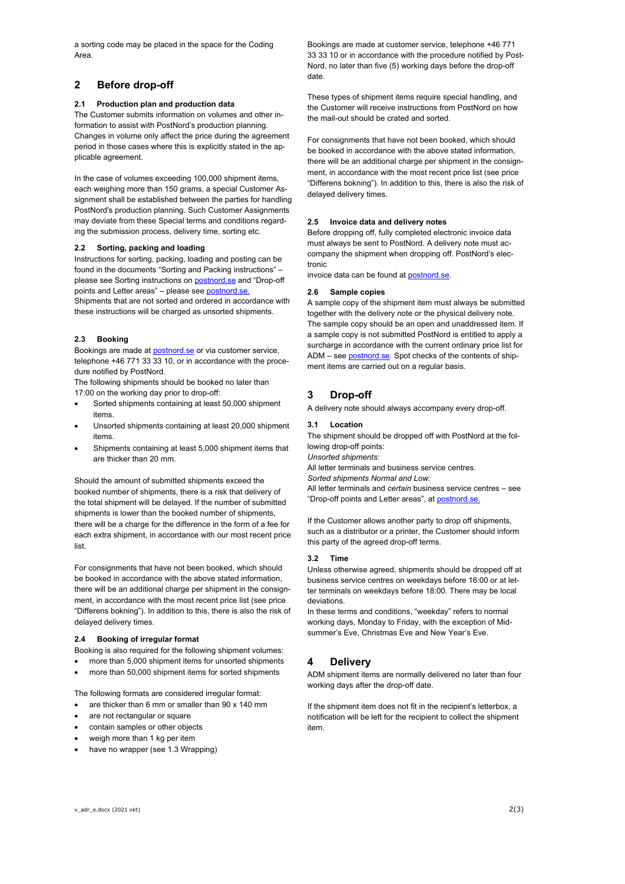a sorting code may be placed in the space for the Coding Area.

## 2 Before drop-off

### 2.1 Production plan and production data

The Customer submits information on volumes and other information to assist with PostNord's production planning. Changes in volume only affect the price during the agreement period in those cases where this is explicitly stated in the applicable agreement.

In the case of volumes exceeding 100,000 shipment items, each weighing more than 150 grams, a special Customer Assignment shall be established between the parties for handling PostNord's production planning. Such Customer Assignments may deviate from these Special terms and conditions regarding the submission process, delivery time, sorting etc.

### 2.2 Sorting, packing and loading

Instructions for sorting, packing, loading and posting can be found in the documents "Sorting and Packing instructions" – please see Sorting instructions on postnord.se and "Drop-off points and Letter areas" – please see postnord.se.
Shipments that are not sorted and ordered in accordance with these instructions will be charged as unsorted shipments.

### 2.3 Booking

Bookings are made at postnord.se or via customer service, telephone +46 771 33 33 10, or in accordance with the procedure notified by PostNord.
The following shipments should be booked no later than 17:00 on the working day prior to drop-off:

- Sorted shipments containing at least 50,000 shipment items.
- Unsorted shipments containing at least 20,000 shipment items.
- Shipments containing at least 5,000 shipment items that are thicker than 20 mm.

Should the amount of submitted shipments exceed the booked number of shipments, there is a risk that delivery of the total shipment will be delayed. If the number of submitted shipments is lower than the booked number of shipments, there will be a charge for the difference in the form of a fee for each extra shipment, in accordance with our most recent price list.

For consignments that have not been booked, which should be booked in accordance with the above stated information, there will be an additional charge per shipment in the consignment, in accordance with the most recent price list (see price "Differens bokning"). In addition to this, there is also the risk of delayed delivery times.

### 2.4 Booking of irregular format

Booking is also required for the following shipment volumes:

- more than 5,000 shipment items for unsorted shipments
- more than 50,000 shipment items for sorted shipments

The following formats are considered irregular format:

- are thicker than 6 mm or smaller than 90 x 140 mm
- are not rectangular or square
- contain samples or other objects
- weigh more than 1 kg per item
- have no wrapper (see 1.3 Wrapping)

Bookings are made at customer service, telephone +46 771 33 33 10 or in accordance with the procedure notified by PostNord, no later than five (5) working days before the drop-off date.

These types of shipment items require special handling, and the Customer will receive instructions from PostNord on how the mail-out should be crated and sorted.

For consignments that have not been booked, which should be booked in accordance with the above stated information, there will be an additional charge per shipment in the consignment, in accordance with the most recent price list (see price "Differens bokning"). In addition to this, there is also the risk of delayed delivery times.

### 2.5 Invoice data and delivery notes

Before dropping off, fully completed electronic invoice data must always be sent to PostNord. A delivery note must accompany the shipment when dropping off. PostNord's electronic
invoice data can be found at postnord.se.

### 2.6 Sample copies

A sample copy of the shipment item must always be submitted together with the delivery note or the physical delivery note. The sample copy should be an open and unaddressed item. If a sample copy is not submitted PostNord is entitled to apply a surcharge in accordance with the current ordinary price list for ADM – see postnord.se. Spot checks of the contents of shipment items are carried out on a regular basis.

## 3 Drop-off

A delivery note should always accompany every drop-off.

### 3.1 Location

The shipment should be dropped off with PostNord at the following drop-off points:
*Unsorted shipments:*
All letter terminals and business service centres.
*Sorted shipments Normal and Low:*
All letter terminals and *certain* business service centres – see "Drop-off points and Letter areas", at postnord.se.

If the Customer allows another party to drop off shipments, such as a distributor or a printer, the Customer should inform this party of the agreed drop-off terms.

### 3.2 Time

Unless otherwise agreed, shipments should be dropped off at business service centres on weekdays before 16:00 or at letter terminals on weekdays before 18:00. There may be local deviations.
In these terms and conditions, "weekday" refers to normal working days, Monday to Friday, with the exception of Midsummer's Eve, Christmas Eve and New Year's Eve.

## 4 Delivery

ADM shipment items are normally delivered no later than four working days after the drop-off date.

If the shipment item does not fit in the recipient's letterbox, a notification will be left for the recipient to collect the shipment item.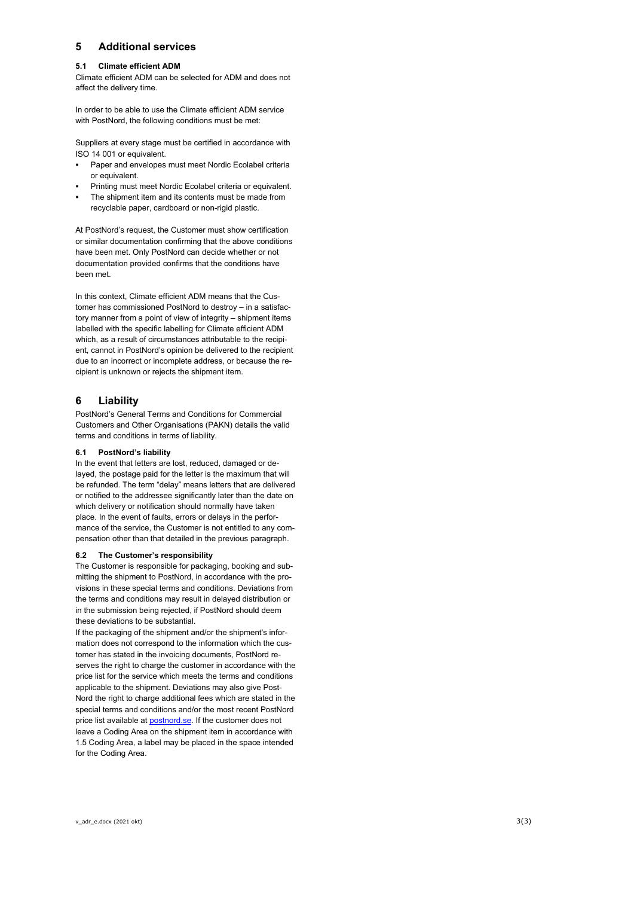## 5 Additional services

### 5.1 Climate efficient ADM

Climate efficient ADM can be selected for ADM and does not affect the delivery time.

In order to be able to use the Climate efficient ADM service with PostNord, the following conditions must be met:

Suppliers at every stage must be certified in accordance with ISO 14 001 or equivalent.

- Paper and envelopes must meet Nordic Ecolabel criteria or equivalent.
- Printing must meet Nordic Ecolabel criteria or equivalent.
- The shipment item and its contents must be made from recyclable paper, cardboard or non-rigid plastic.

At PostNord's request, the Customer must show certification or similar documentation confirming that the above conditions have been met. Only PostNord can decide whether or not documentation provided confirms that the conditions have been met.

In this context, Climate efficient ADM means that the Customer has commissioned PostNord to destroy – in a satisfactory manner from a point of view of integrity – shipment items labelled with the specific labelling for Climate efficient ADM which, as a result of circumstances attributable to the recipient, cannot in PostNord's opinion be delivered to the recipient due to an incorrect or incomplete address, or because the recipient is unknown or rejects the shipment item.

## 6 Liability

PostNord's General Terms and Conditions for Commercial Customers and Other Organisations (PAKN) details the valid terms and conditions in terms of liability.

### 6.1 PostNord's liability

In the event that letters are lost, reduced, damaged or delayed, the postage paid for the letter is the maximum that will be refunded. The term "delay" means letters that are delivered or notified to the addressee significantly later than the date on which delivery or notification should normally have taken place. In the event of faults, errors or delays in the performance of the service, the Customer is not entitled to any compensation other than that detailed in the previous paragraph.

### 6.2 The Customer's responsibility

The Customer is responsible for packaging, booking and submitting the shipment to PostNord, in accordance with the provisions in these special terms and conditions. Deviations from the terms and conditions may result in delayed distribution or in the submission being rejected, if PostNord should deem these deviations to be substantial.

If the packaging of the shipment and/or the shipment's information does not correspond to the information which the customer has stated in the invoicing documents, PostNord reserves the right to charge the customer in accordance with the price list for the service which meets the terms and conditions applicable to the shipment. Deviations may also give PostNord the right to charge additional fees which are stated in the special terms and conditions and/or the most recent PostNord price list available at [postnord.se](postnord.se). If the customer does not leave a Coding Area on the shipment item in accordance with 1.5 Coding Area, a label may be placed in the space intended for the Coding Area.